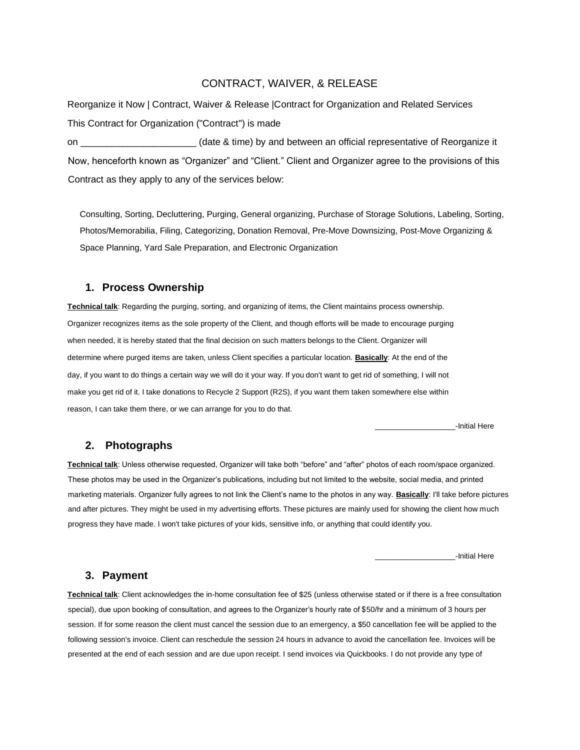# CONTRACT, WAIVER, & RELEASE

Reorganize it Now | Contract, Waiver & Release |Contract for Organization and Related Services

This Contract for Organization ("Contract") is made

on ______________________ (date & time) by and between an official representative of Reorganize it Now, henceforth known as "Organizer" and "Client." Client and Organizer agree to the provisions of this Contract as they apply to any of the services below:

Consulting, Sorting, Decluttering, Purging, General organizing, Purchase of Storage Solutions, Labeling, Sorting, Photos/Memorabilia, Filing, Categorizing, Donation Removal, Pre-Move Downsizing, Post-Move Organizing & Space Planning, Yard Sale Preparation, and Electronic Organization

## 1. Process Ownership

**Technical talk**: Regarding the purging, sorting, and organizing of items, the Client maintains process ownership. Organizer recognizes items as the sole property of the Client, and though efforts will be made to encourage purging when needed, it is hereby stated that the final decision on such matters belongs to the Client. Organizer will determine where purged items are taken, unless Client specifies a particular location. **Basically**: At the end of the day, if you want to do things a certain way we will do it your way. If you don't want to get rid of something, I will not make you get rid of it. I take donations to Recycle 2 Support (R2S), if you want them taken somewhere else within reason, I can take them there, or we can arrange for you to do that.

___________________-Initial Here

## 2. Photographs

**Technical talk**: Unless otherwise requested, Organizer will take both "before" and "after" photos of each room/space organized. These photos may be used in the Organizer's publications, including but not limited to the website, social media, and printed marketing materials. Organizer fully agrees to not link the Client's name to the photos in any way. **Basically**: I'll take before pictures and after pictures. They might be used in my advertising efforts. These pictures are mainly used for showing the client how much progress they have made. I won't take pictures of your kids, sensitive info, or anything that could identify you.

___________________-Initial Here

## 3. Payment

**Technical talk**: Client acknowledges the in-home consultation fee of $25 (unless otherwise stated or if there is a free consultation special), due upon booking of consultation, and agrees to the Organizer's hourly rate of $50/hr and a minimum of 3 hours per session. If for some reason the client must cancel the session due to an emergency, a $50 cancellation fee will be applied to the following session's invoice. Client can reschedule the session 24 hours in advance to avoid the cancellation fee. Invoices will be presented at the end of each session and are due upon receipt. I send invoices via Quickbooks. I do not provide any type of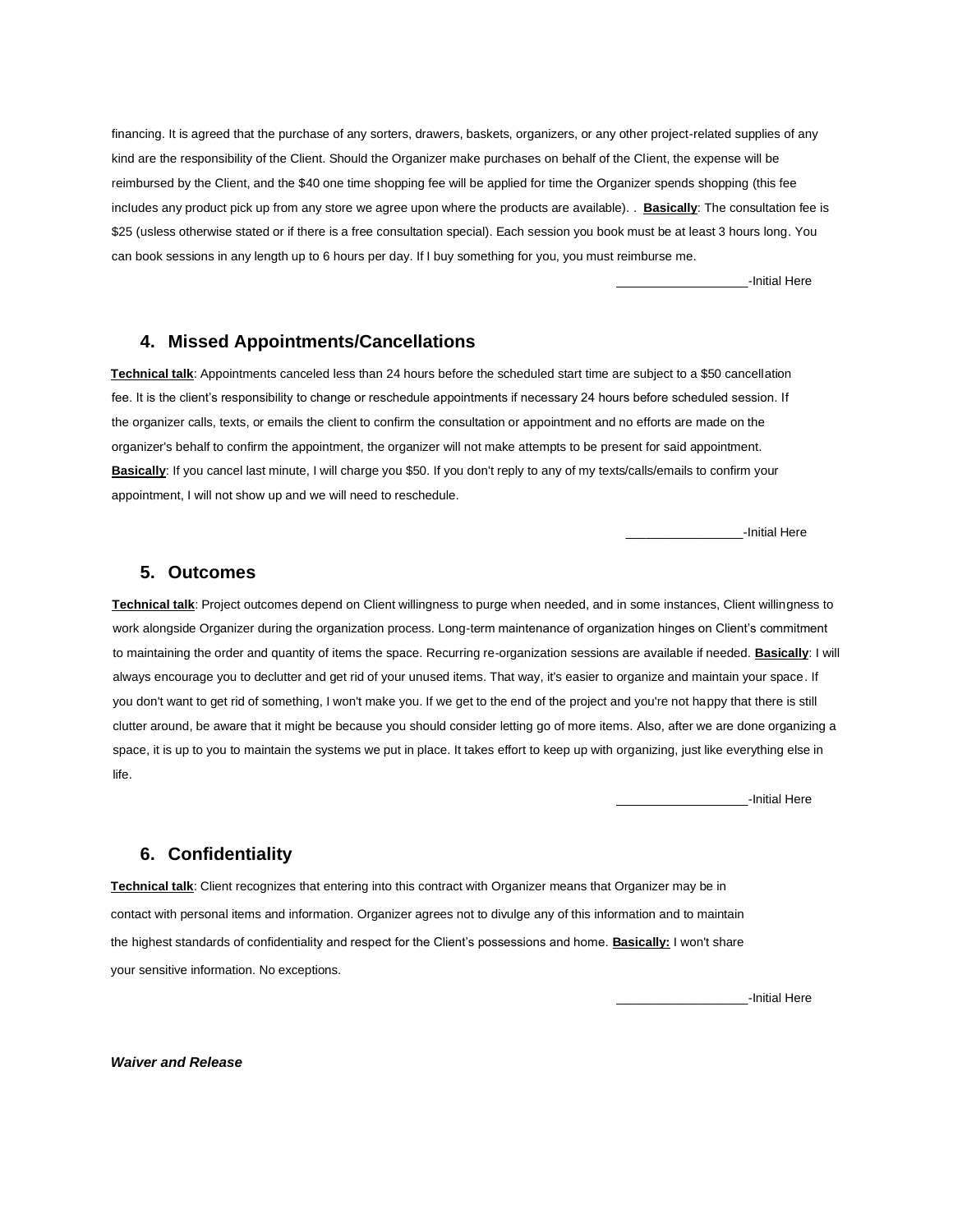financing. It is agreed that the purchase of any sorters, drawers, baskets, organizers, or any other project-related supplies of any kind are the responsibility of the Client. Should the Organizer make purchases on behalf of the Client, the expense will be reimbursed by the Client, and the $40 one time shopping fee will be applied for time the Organizer spends shopping (this fee includes any product pick up from any store we agree upon where the products are available). . **Basically**: The consultation fee is $25 (usless otherwise stated or if there is a free consultation special). Each session you book must be at least 3 hours long. You can book sessions in any length up to 6 hours per day. If I buy something for you, you must reimburse me.

___________________-Initial Here

## 4. Missed Appointments/Cancellations

**Technical talk**: Appointments canceled less than 24 hours before the scheduled start time are subject to a $50 cancellation fee. It is the client's responsibility to change or reschedule appointments if necessary 24 hours before scheduled session. If the organizer calls, texts, or emails the client to confirm the consultation or appointment and no efforts are made on the organizer's behalf to confirm the appointment, the organizer will not make attempts to be present for said appointment. **Basically**: If you cancel last minute, I will charge you $50. If you don't reply to any of my texts/calls/emails to confirm your appointment, I will not show up and we will need to reschedule.

_________________-Initial Here

## 5. Outcomes

**Technical talk**: Project outcomes depend on Client willingness to purge when needed, and in some instances, Client willingness to work alongside Organizer during the organization process. Long-term maintenance of organization hinges on Client's commitment to maintaining the order and quantity of items the space. Recurring re-organization sessions are available if needed. **Basically**: I will always encourage you to declutter and get rid of your unused items. That way, it's easier to organize and maintain your space. If you don't want to get rid of something, I won't make you. If we get to the end of the project and you're not happy that there is still clutter around, be aware that it might be because you should consider letting go of more items. Also, after we are done organizing a space, it is up to you to maintain the systems we put in place. It takes effort to keep up with organizing, just like everything else in life.

___________________-Initial Here

## 6. Confidentiality

**Technical talk**: Client recognizes that entering into this contract with Organizer means that Organizer may be in contact with personal items and information. Organizer agrees not to divulge any of this information and to maintain the highest standards of confidentiality and respect for the Client's possessions and home. **Basically:** I won't share your sensitive information. No exceptions.

___________________-Initial Here

***Waiver and Release***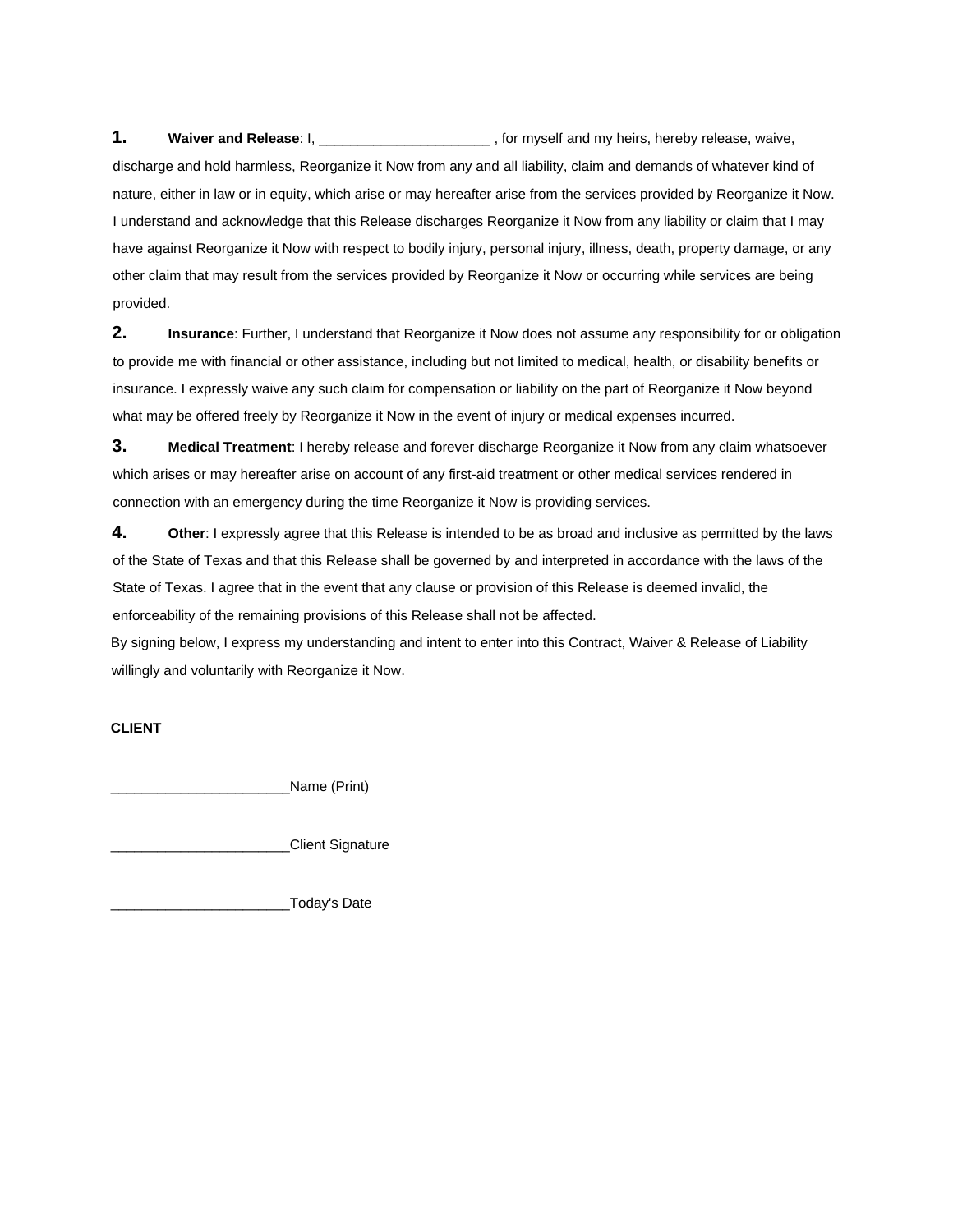1. **Waiver and Release**: I, ______________________ , for myself and my heirs, hereby release, waive, discharge and hold harmless, Reorganize it Now from any and all liability, claim and demands of whatever kind of nature, either in law or in equity, which arise or may hereafter arise from the services provided by Reorganize it Now. I understand and acknowledge that this Release discharges Reorganize it Now from any liability or claim that I may have against Reorganize it Now with respect to bodily injury, personal injury, illness, death, property damage, or any other claim that may result from the services provided by Reorganize it Now or occurring while services are being provided.

2. **Insurance**: Further, I understand that Reorganize it Now does not assume any responsibility for or obligation to provide me with financial or other assistance, including but not limited to medical, health, or disability benefits or insurance. I expressly waive any such claim for compensation or liability on the part of Reorganize it Now beyond what may be offered freely by Reorganize it Now in the event of injury or medical expenses incurred.

3. **Medical Treatment**: I hereby release and forever discharge Reorganize it Now from any claim whatsoever which arises or may hereafter arise on account of any first-aid treatment or other medical services rendered in connection with an emergency during the time Reorganize it Now is providing services.

4. **Other**: I expressly agree that this Release is intended to be as broad and inclusive as permitted by the laws of the State of Texas and that this Release shall be governed by and interpreted in accordance with the laws of the State of Texas. I agree that in the event that any clause or provision of this Release is deemed invalid, the enforceability of the remaining provisions of this Release shall not be affected.

By signing below, I express my understanding and intent to enter into this Contract, Waiver & Release of Liability willingly and voluntarily with Reorganize it Now.

**CLIENT**

_______________________Name (Print)

_______________________Client Signature

_______________________Today's Date